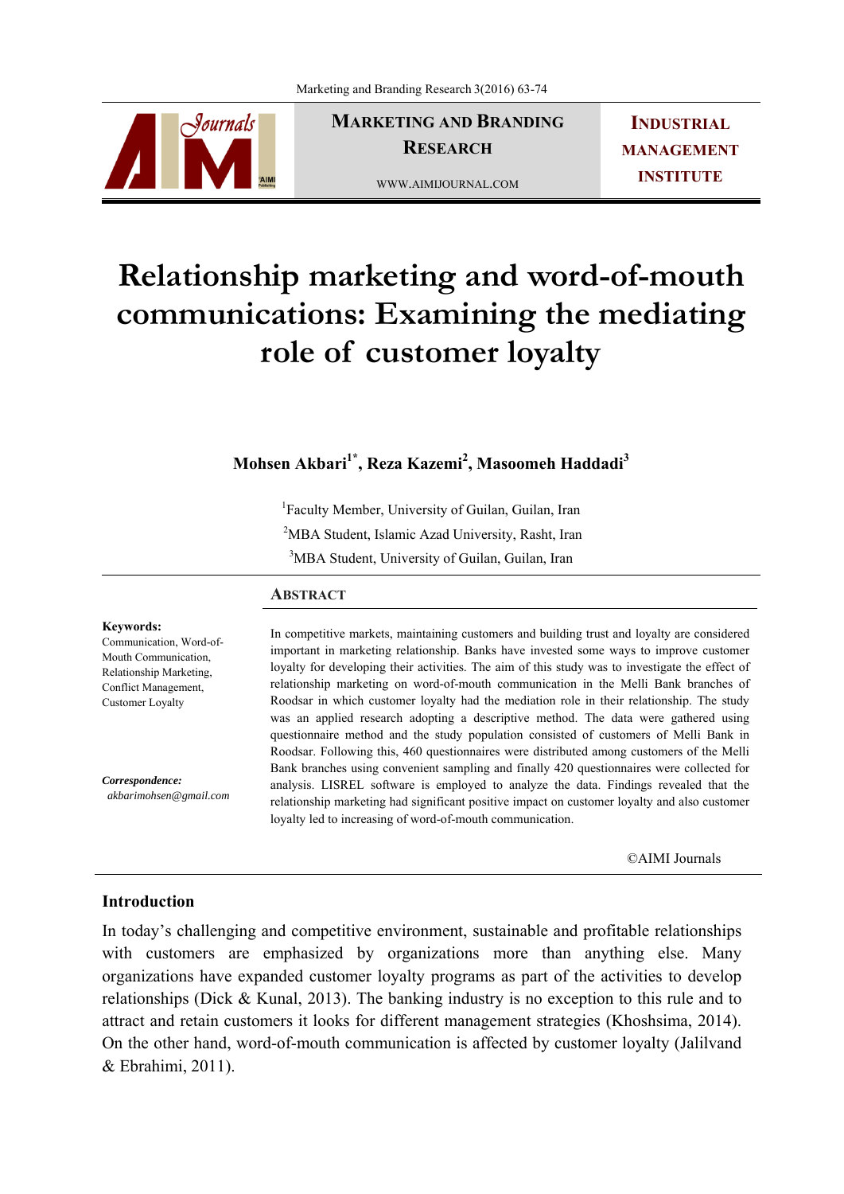# Relationship marketing and word-of-mouth communications: Examining the mediating role of customer loyalty

**Mohsen Akbari[1*], Reza Kazemi[2], Masoomeh Haddadi[3]**

[1]Faculty Member, University of Guilan, Guilan, Iran

[2]MBA Student, Islamic Azad University, Rasht, Iran

[3]MBA Student, University of Guilan, Guilan, Iran

**Keywords:**
Communication, Word-of-Mouth Communication, Relationship Marketing, Conflict Management, Customer Loyalty

***Correspondence:***
*akbarimohsen@gmail.com*

## Abstract

In competitive markets, maintaining customers and building trust and loyalty are considered important in marketing relationship. Banks have invested some ways to improve customer loyalty for developing their activities. The aim of this study was to investigate the effect of relationship marketing on word-of-mouth communication in the Melli Bank branches of Roodsar in which customer loyalty had the mediation role in their relationship. The study was an applied research adopting a descriptive method. The data were gathered using questionnaire method and the study population consisted of customers of Melli Bank in Roodsar. Following this, 460 questionnaires were distributed among customers of the Melli Bank branches using convenient sampling and finally 420 questionnaires were collected for analysis. LISREL software is employed to analyze the data. Findings revealed that the relationship marketing had significant positive impact on customer loyalty and also customer loyalty led to increasing of word-of-mouth communication.

©AIMI Journals

## Introduction

In today's challenging and competitive environment, sustainable and profitable relationships with customers are emphasized by organizations more than anything else. Many organizations have expanded customer loyalty programs as part of the activities to develop relationships (Dick & Kunal, 2013). The banking industry is no exception to this rule and to attract and retain customers it looks for different management strategies (Khoshsima, 2014). On the other hand, word-of-mouth communication is affected by customer loyalty (Jalilvand & Ebrahimi, 2011).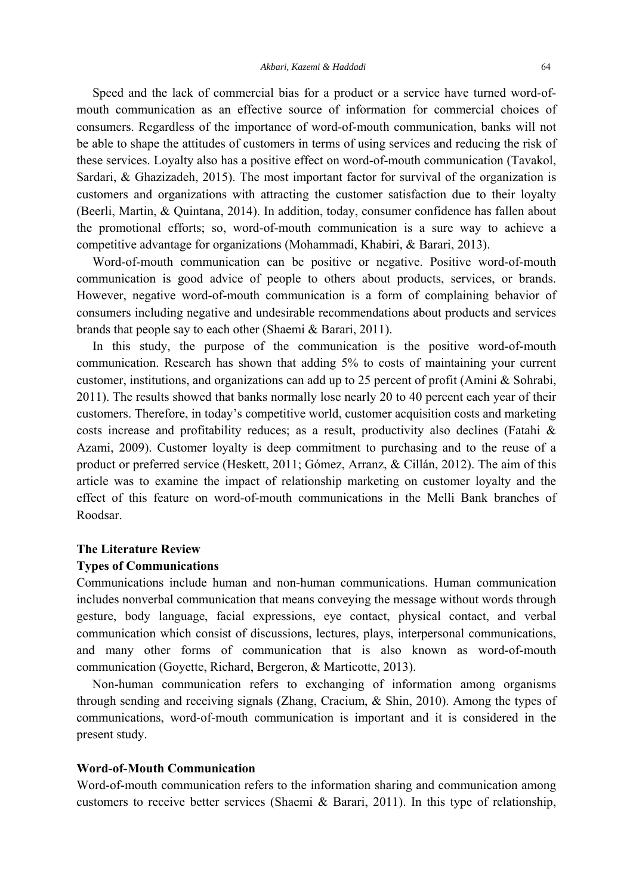Speed and the lack of commercial bias for a product or a service have turned word-of-mouth communication as an effective source of information for commercial choices of consumers. Regardless of the importance of word-of-mouth communication, banks will not be able to shape the attitudes of customers in terms of using services and reducing the risk of these services. Loyalty also has a positive effect on word-of-mouth communication (Tavakol, Sardari, & Ghazizadeh, 2015). The most important factor for survival of the organization is customers and organizations with attracting the customer satisfaction due to their loyalty (Beerli, Martin, & Quintana, 2014). In addition, today, consumer confidence has fallen about the promotional efforts; so, word-of-mouth communication is a sure way to achieve a competitive advantage for organizations (Mohammadi, Khabiri, & Barari, 2013).

Word-of-mouth communication can be positive or negative. Positive word-of-mouth communication is good advice of people to others about products, services, or brands. However, negative word-of-mouth communication is a form of complaining behavior of consumers including negative and undesirable recommendations about products and services brands that people say to each other (Shaemi & Barari, 2011).

In this study, the purpose of the communication is the positive word-of-mouth communication. Research has shown that adding 5% to costs of maintaining your current customer, institutions, and organizations can add up to 25 percent of profit (Amini & Sohrabi, 2011). The results showed that banks normally lose nearly 20 to 40 percent each year of their customers. Therefore, in today's competitive world, customer acquisition costs and marketing costs increase and profitability reduces; as a result, productivity also declines (Fatahi & Azami, 2009). Customer loyalty is deep commitment to purchasing and to the reuse of a product or preferred service (Heskett, 2011; Gómez, Arranz, & Cillán, 2012). The aim of this article was to examine the impact of relationship marketing on customer loyalty and the effect of this feature on word-of-mouth communications in the Melli Bank branches of Roodsar.

## The Literature Review

### Types of Communications

Communications include human and non-human communications. Human communication includes nonverbal communication that means conveying the message without words through gesture, body language, facial expressions, eye contact, physical contact, and verbal communication which consist of discussions, lectures, plays, interpersonal communications, and many other forms of communication that is also known as word-of-mouth communication (Goyette, Richard, Bergeron, & Marticotte, 2013).

Non-human communication refers to exchanging of information among organisms through sending and receiving signals (Zhang, Cracium, & Shin, 2010). Among the types of communications, word-of-mouth communication is important and it is considered in the present study.

### Word-of-Mouth Communication

Word-of-mouth communication refers to the information sharing and communication among customers to receive better services (Shaemi & Barari, 2011). In this type of relationship,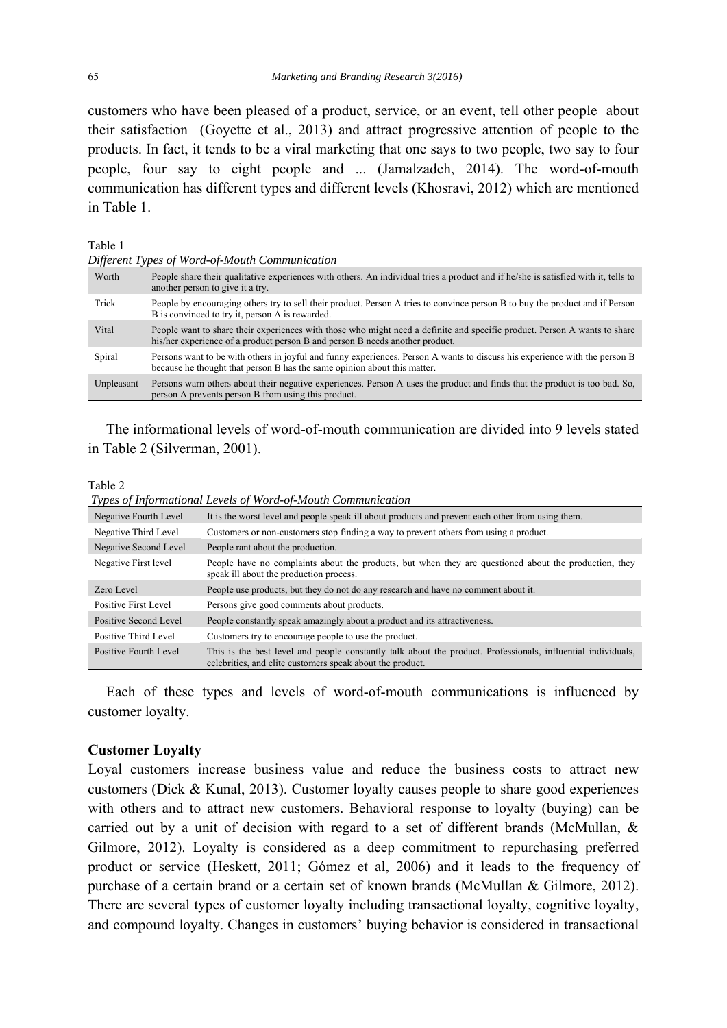customers who have been pleased of a product, service, or an event, tell other people about their satisfaction (Goyette et al., 2013) and attract progressive attention of people to the products. In fact, it tends to be a viral marketing that one says to two people, two say to four people, four say to eight people and ... (Jamalzadeh, 2014). The word-of-mouth communication has different types and different levels (Khosravi, 2012) which are mentioned in Table 1.

Table 1

*Different Types of Word-of-Mouth Communication*

| | |
|---|---|
| Worth | People share their qualitative experiences with others. An individual tries a product and if he/she is satisfied with it, tells to another person to give it a try. |
| Trick | People by encouraging others try to sell their product. Person A tries to convince person B to buy the product and if Person B is convinced to try it, person A is rewarded. |
| Vital | People want to share their experiences with those who might need a definite and specific product. Person A wants to share his/her experience of a product person B and person B needs another product. |
| Spiral | Persons want to be with others in joyful and funny experiences. Person A wants to discuss his experience with the person B because he thought that person B has the same opinion about this matter. |
| Unpleasant | Persons warn others about their negative experiences. Person A uses the product and finds that the product is too bad. So, person A prevents person B from using this product. |

The informational levels of word-of-mouth communication are divided into 9 levels stated in Table 2 (Silverman, 2001).

Table 2

*Types of Informational Levels of Word-of-Mouth Communication*

| | |
|---|---|
| Negative Fourth Level | It is the worst level and people speak ill about products and prevent each other from using them. |
| Negative Third Level | Customers or non-customers stop finding a way to prevent others from using a product. |
| Negative Second Level | People rant about the production. |
| Negative First level | People have no complaints about the products, but when they are questioned about the production, they speak ill about the production process. |
| Zero Level | People use products, but they do not do any research and have no comment about it. |
| Positive First Level | Persons give good comments about products. |
| Positive Second Level | People constantly speak amazingly about a product and its attractiveness. |
| Positive Third Level | Customers try to encourage people to use the product. |
| Positive Fourth Level | This is the best level and people constantly talk about the product. Professionals, influential individuals, celebrities, and elite customers speak about the product. |

Each of these types and levels of word-of-mouth communications is influenced by customer loyalty.

**Customer Loyalty**

Loyal customers increase business value and reduce the business costs to attract new customers (Dick & Kunal, 2013). Customer loyalty causes people to share good experiences with others and to attract new customers. Behavioral response to loyalty (buying) can be carried out by a unit of decision with regard to a set of different brands (McMullan, & Gilmore, 2012). Loyalty is considered as a deep commitment to repurchasing preferred product or service (Heskett, 2011; Gómez et al, 2006) and it leads to the frequency of purchase of a certain brand or a certain set of known brands (McMullan & Gilmore, 2012). There are several types of customer loyalty including transactional loyalty, cognitive loyalty, and compound loyalty. Changes in customers' buying behavior is considered in transactional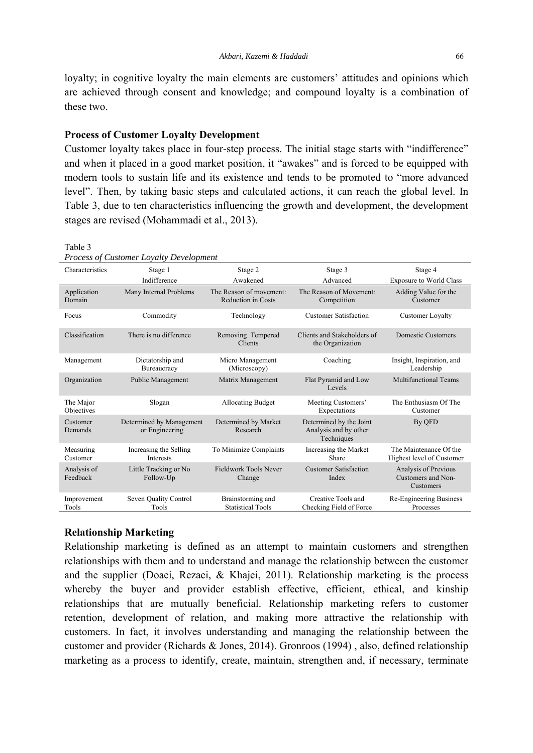loyalty; in cognitive loyalty the main elements are customers' attitudes and opinions which are achieved through consent and knowledge; and compound loyalty is a combination of these two.

### Process of Customer Loyalty Development

Customer loyalty takes place in four-step process. The initial stage starts with "indifference" and when it placed in a good market position, it "awakes" and is forced to be equipped with modern tools to sustain life and its existence and tends to be promoted to "more advanced level". Then, by taking basic steps and calculated actions, it can reach the global level. In Table 3, due to ten characteristics influencing the growth and development, the development stages are revised (Mohammadi et al., 2013).

Table 3
*Process of Customer Loyalty Development*

| Characteristics | Stage 1<br>Indifference | Stage 2<br>Awakened | Stage 3<br>Advanced | Stage 4<br>Exposure to World Class |
|---|---|---|---|---|
| Application Domain | Many Internal Problems | The Reason of movement: Reduction in Costs | The Reason of Movement: Competition | Adding Value for the Customer |
| Focus | Commodity | Technology | Customer Satisfaction | Customer Loyalty |
| Classification | There is no difference | Removing Tempered Clients | Clients and Stakeholders of the Organization | Domestic Customers |
| Management | Dictatorship and Bureaucracy | Micro Management (Microscopy) | Coaching | Insight, Inspiration, and Leadership |
| Organization | Public Management | Matrix Management | Flat Pyramid and Low Levels | Multifunctional Teams |
| The Major Objectives | Slogan | Allocating Budget | Meeting Customers' Expectations | The Enthusiasm Of The Customer |
| Customer Demands | Determined by Management or Engineering | Determined by Market Research | Determined by the Joint Analysis and by other Techniques | By QFD |
| Measuring Customer | Increasing the Selling Interests | To Minimize Complaints | Increasing the Market Share | The Maintenance Of the Highest level of Customer |
| Analysis of Feedback | Little Tracking or No Follow-Up | Fieldwork Tools Never Change | Customer Satisfaction Index | Analysis of Previous Customers and Non-Customers |
| Improvement Tools | Seven Quality Control Tools | Brainstorming and Statistical Tools | Creative Tools and Checking Field of Force | Re-Engineering Business Processes |

### Relationship Marketing

Relationship marketing is defined as an attempt to maintain customers and strengthen relationships with them and to understand and manage the relationship between the customer and the supplier (Doaei, Rezaei, & Khajei, 2011). Relationship marketing is the process whereby the buyer and provider establish effective, efficient, ethical, and kinship relationships that are mutually beneficial. Relationship marketing refers to customer retention, development of relation, and making more attractive the relationship with customers. In fact, it involves understanding and managing the relationship between the customer and provider (Richards & Jones, 2014). Gronroos (1994) , also, defined relationship marketing as a process to identify, create, maintain, strengthen and, if necessary, terminate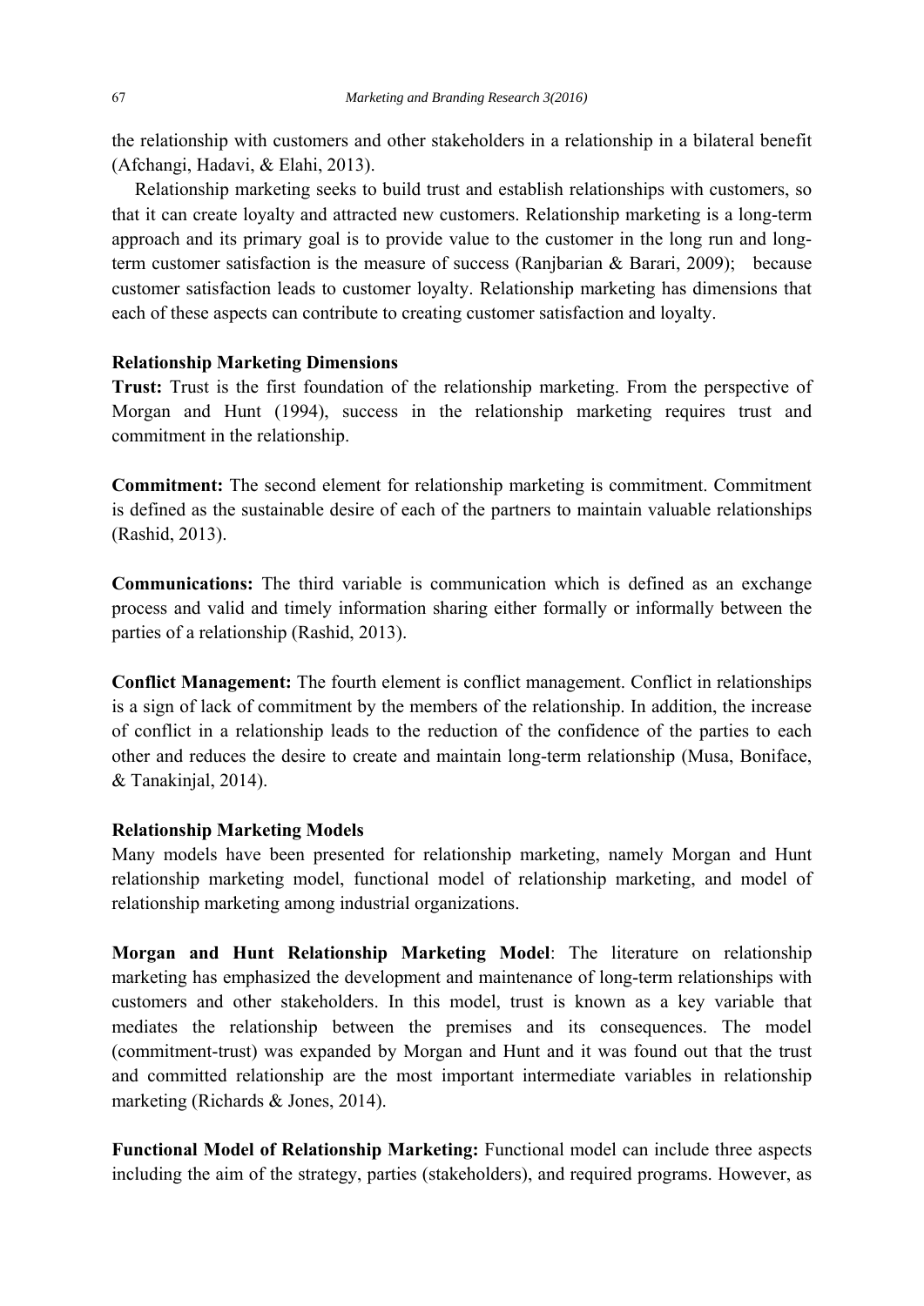the relationship with customers and other stakeholders in a relationship in a bilateral benefit (Afchangi, Hadavi, & Elahi, 2013).

Relationship marketing seeks to build trust and establish relationships with customers, so that it can create loyalty and attracted new customers. Relationship marketing is a long-term approach and its primary goal is to provide value to the customer in the long run and long-term customer satisfaction is the measure of success (Ranjbarian & Barari, 2009); because customer satisfaction leads to customer loyalty. Relationship marketing has dimensions that each of these aspects can contribute to creating customer satisfaction and loyalty.

**Relationship Marketing Dimensions**

**Trust:** Trust is the first foundation of the relationship marketing. From the perspective of Morgan and Hunt (1994), success in the relationship marketing requires trust and commitment in the relationship.

**Commitment:** The second element for relationship marketing is commitment. Commitment is defined as the sustainable desire of each of the partners to maintain valuable relationships (Rashid, 2013).

**Communications:** The third variable is communication which is defined as an exchange process and valid and timely information sharing either formally or informally between the parties of a relationship (Rashid, 2013).

**Conflict Management:** The fourth element is conflict management. Conflict in relationships is a sign of lack of commitment by the members of the relationship. In addition, the increase of conflict in a relationship leads to the reduction of the confidence of the parties to each other and reduces the desire to create and maintain long-term relationship (Musa, Boniface, & Tanakinjal, 2014).

**Relationship Marketing Models**

Many models have been presented for relationship marketing, namely Morgan and Hunt relationship marketing model, functional model of relationship marketing, and model of relationship marketing among industrial organizations.

**Morgan and Hunt Relationship Marketing Model**: The literature on relationship marketing has emphasized the development and maintenance of long-term relationships with customers and other stakeholders. In this model, trust is known as a key variable that mediates the relationship between the premises and its consequences. The model (commitment-trust) was expanded by Morgan and Hunt and it was found out that the trust and committed relationship are the most important intermediate variables in relationship marketing (Richards & Jones, 2014).

**Functional Model of Relationship Marketing:** Functional model can include three aspects including the aim of the strategy, parties (stakeholders), and required programs. However, as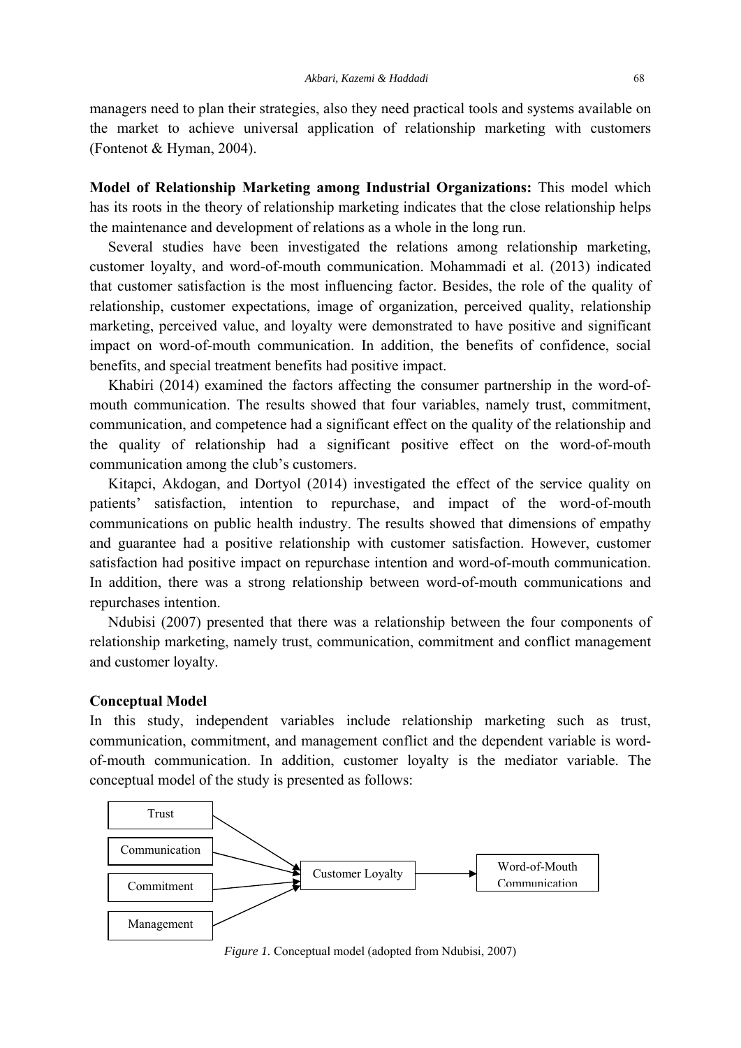managers need to plan their strategies, also they need practical tools and systems available on the market to achieve universal application of relationship marketing with customers (Fontenot & Hyman, 2004).

**Model of Relationship Marketing among Industrial Organizations:** This model which has its roots in the theory of relationship marketing indicates that the close relationship helps the maintenance and development of relations as a whole in the long run.

Several studies have been investigated the relations among relationship marketing, customer loyalty, and word-of-mouth communication. Mohammadi et al. (2013) indicated that customer satisfaction is the most influencing factor. Besides, the role of the quality of relationship, customer expectations, image of organization, perceived quality, relationship marketing, perceived value, and loyalty were demonstrated to have positive and significant impact on word-of-mouth communication. In addition, the benefits of confidence, social benefits, and special treatment benefits had positive impact.

Khabiri (2014) examined the factors affecting the consumer partnership in the word-of-mouth communication. The results showed that four variables, namely trust, commitment, communication, and competence had a significant effect on the quality of the relationship and the quality of relationship had a significant positive effect on the word-of-mouth communication among the club's customers.

Kitapci, Akdogan, and Dortyol (2014) investigated the effect of the service quality on patients' satisfaction, intention to repurchase, and impact of the word-of-mouth communications on public health industry. The results showed that dimensions of empathy and guarantee had a positive relationship with customer satisfaction. However, customer satisfaction had positive impact on repurchase intention and word-of-mouth communication. In addition, there was a strong relationship between word-of-mouth communications and repurchases intention.

Ndubisi (2007) presented that there was a relationship between the four components of relationship marketing, namely trust, communication, commitment and conflict management and customer loyalty.

### Conceptual Model

In this study, independent variables include relationship marketing such as trust, communication, commitment, and management conflict and the dependent variable is word-of-mouth communication. In addition, customer loyalty is the mediator variable. The conceptual model of the study is presented as follows:

Trust → Customer Loyalty
Communication → Customer Loyalty
Commitment → Customer Loyalty
Management → Customer Loyalty
Customer Loyalty → Word-of-Mouth Communication

*Figure 1.* Conceptual model (adopted from Ndubisi, 2007)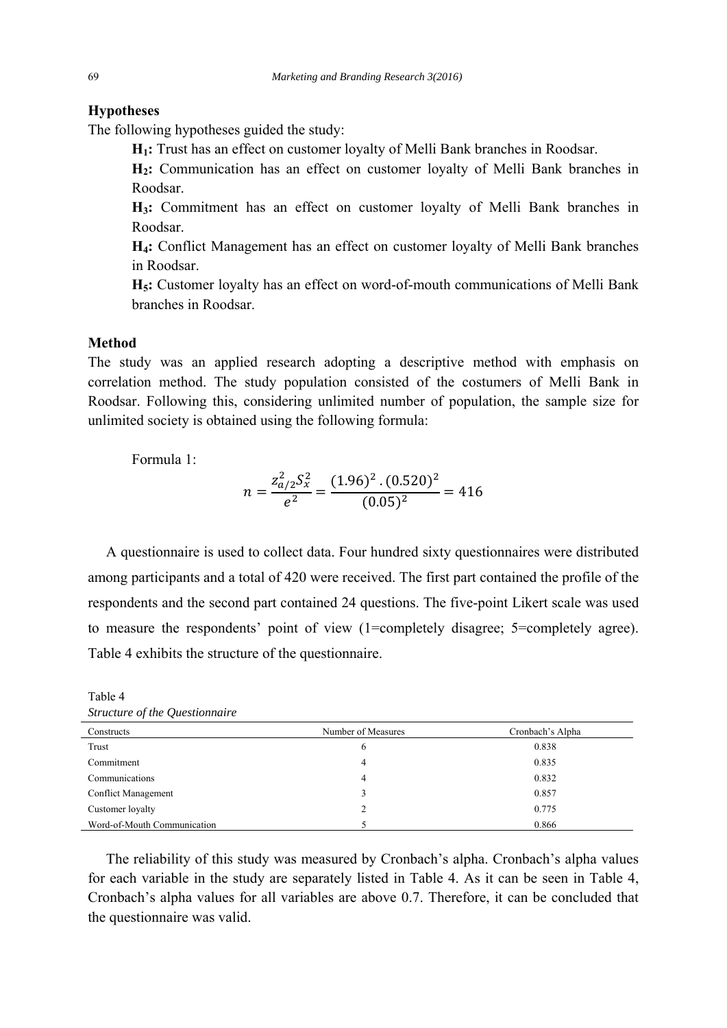## Hypotheses

The following hypotheses guided the study:

**$H_1$:** Trust has an effect on customer loyalty of Melli Bank branches in Roodsar.

**$H_2$:** Communication has an effect on customer loyalty of Melli Bank branches in Roodsar.

**$H_3$:** Commitment has an effect on customer loyalty of Melli Bank branches in Roodsar.

**$H_4$:** Conflict Management has an effect on customer loyalty of Melli Bank branches in Roodsar.

**$H_5$:** Customer loyalty has an effect on word-of-mouth communications of Melli Bank branches in Roodsar.

## Method

The study was an applied research adopting a descriptive method with emphasis on correlation method. The study population consisted of the costumers of Melli Bank in Roodsar. Following this, considering unlimited number of population, the sample size for unlimited society is obtained using the following formula:

Formula 1:

$$n = \frac{z_{a/2}^2 S_x^2}{e^2} = \frac{(1.96)^2 . (0.520)^2}{(0.05)^2} = 416$$

A questionnaire is used to collect data. Four hundred sixty questionnaires were distributed among participants and a total of 420 were received. The first part contained the profile of the respondents and the second part contained 24 questions. The five-point Likert scale was used to measure the respondents' point of view (1=completely disagree; 5=completely agree). Table 4 exhibits the structure of the questionnaire.

Table 4
*Structure of the Questionnaire*

| Constructs | Number of Measures | Cronbach's Alpha |
|---|---|---|
| Trust | 6 | 0.838 |
| Commitment | 4 | 0.835 |
| Communications | 4 | 0.832 |
| Conflict Management | 3 | 0.857 |
| Customer loyalty | 2 | 0.775 |
| Word-of-Mouth Communication | 5 | 0.866 |

The reliability of this study was measured by Cronbach's alpha. Cronbach's alpha values for each variable in the study are separately listed in Table 4. As it can be seen in Table 4, Cronbach's alpha values for all variables are above 0.7. Therefore, it can be concluded that the questionnaire was valid.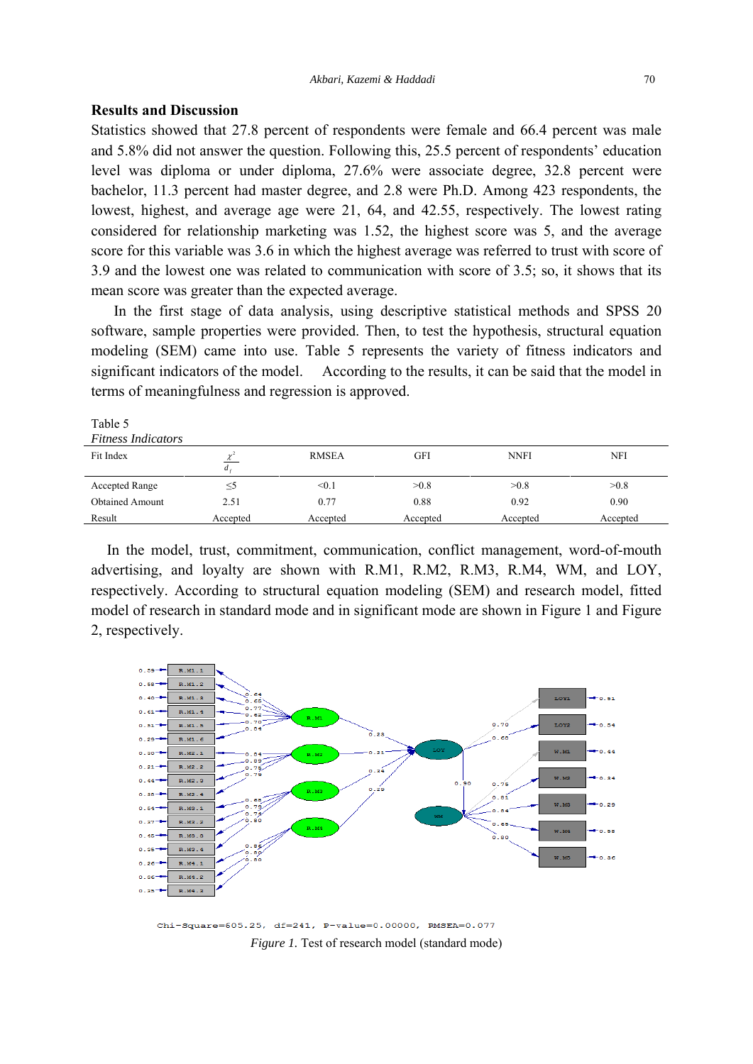## Results and Discussion

Statistics showed that 27.8 percent of respondents were female and 66.4 percent was male and 5.8% did not answer the question. Following this, 25.5 percent of respondents' education level was diploma or under diploma, 27.6% were associate degree, 32.8 percent were bachelor, 11.3 percent had master degree, and 2.8 were Ph.D. Among 423 respondents, the lowest, highest, and average age were 21, 64, and 42.55, respectively. The lowest rating considered for relationship marketing was 1.52, the highest score was 5, and the average score for this variable was 3.6 in which the highest average was referred to trust with score of 3.9 and the lowest one was related to communication with score of 3.5; so, it shows that its mean score was greater than the expected average.

In the first stage of data analysis, using descriptive statistical methods and SPSS 20 software, sample properties were provided. Then, to test the hypothesis, structural equation modeling (SEM) came into use. Table 5 represents the variety of fitness indicators and significant indicators of the model. According to the results, it can be said that the model in terms of meaningfulness and regression is approved.

Table 5
*Fitness Indicators*

| Fit Index | $\frac{\chi^2}{d_f}$ | RMSEA | GFI | NNFI | NFI |
|---|---|---|---|---|---|
| Accepted Range | ≤5 | <0.1 | >0.8 | >0.8 | >0.8 |
| Obtained Amount | 2.51 | 0.77 | 0.88 | 0.92 | 0.90 |
| Result | Accepted | Accepted | Accepted | Accepted | Accepted |

In the model, trust, commitment, communication, conflict management, word-of-mouth advertising, and loyalty are shown with R.M1, R.M2, R.M3, R.M4, WM, and LOY, respectively. According to structural equation modeling (SEM) and research model, fitted model of research in standard mode and in significant mode are shown in Figure 1 and Figure 2, respectively.

Chi-Square=605.25, df=241, P-value=0.00000, RMSEA=0.077

*Figure 1.* Test of research model (standard mode)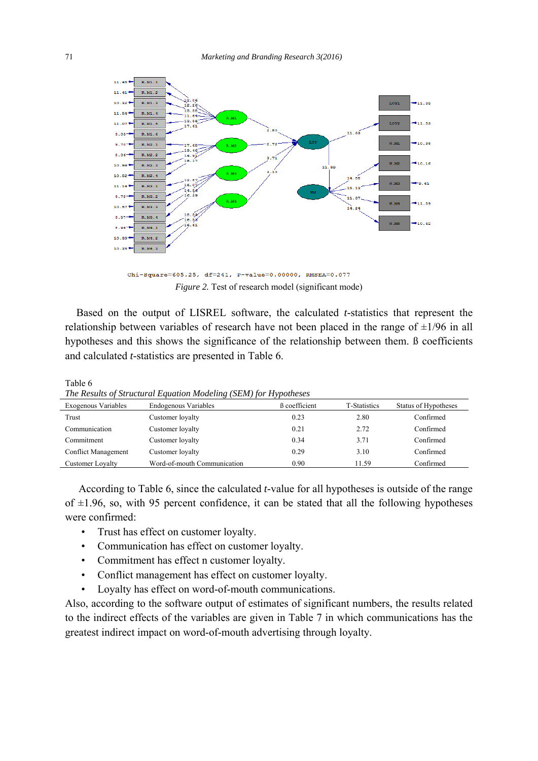Chi-Square=605.25, df=241, P-value=0.00000, RMSEA=0.077

*Figure 2.* Test of research model (significant mode)

Based on the output of LISREL software, the calculated *t*-statistics that represent the relationship between variables of research have not been placed in the range of ±1/96 in all hypotheses and this shows the significance of the relationship between them. ß coefficients and calculated *t*-statistics are presented in Table 6.

Table 6
*The Results of Structural Equation Modeling (SEM) for Hypotheses*

| Exogenous Variables | Endogenous Variables | ß coefficient | T-Statistics | Status of Hypotheses |
|---|---|---|---|---|
| Trust | Customer loyalty | 0.23 | 2.80 | Confirmed |
| Communication | Customer loyalty | 0.21 | 2.72 | Confirmed |
| Commitment | Customer loyalty | 0.34 | 3.71 | Confirmed |
| Conflict Management | Customer loyalty | 0.29 | 3.10 | Confirmed |
| Customer Loyalty | Word-of-mouth Communication | 0.90 | 11.59 | Confirmed |

According to Table 6, since the calculated *t*-value for all hypotheses is outside of the range of ±1.96, so, with 95 percent confidence, it can be stated that all the following hypotheses were confirmed:

- Trust has effect on customer loyalty.
- Communication has effect on customer loyalty.
- Commitment has effect n customer loyalty.
- Conflict management has effect on customer loyalty.
- Loyalty has effect on word-of-mouth communications.

Also, according to the software output of estimates of significant numbers, the results related to the indirect effects of the variables are given in Table 7 in which communications has the greatest indirect impact on word-of-mouth advertising through loyalty.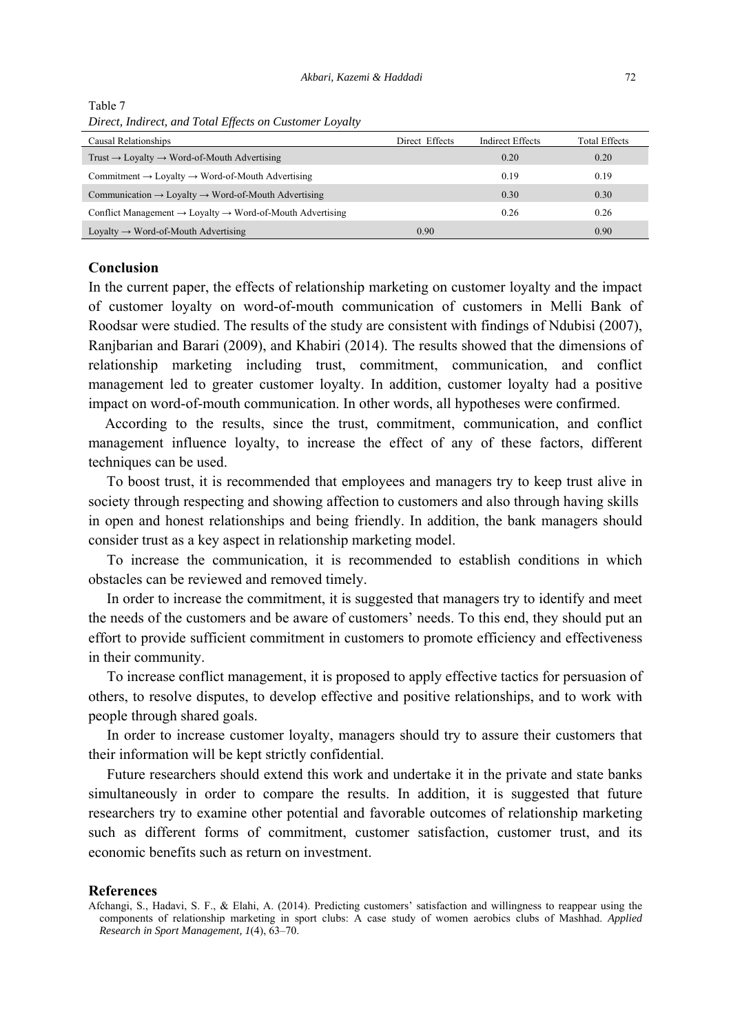Table 7

*Direct, Indirect, and Total Effects on Customer Loyalty*

| Causal Relationships | Direct Effects | Indirect Effects | Total Effects |
| --- | --- | --- | --- |
| Trust → Loyalty → Word-of-Mouth Advertising | | 0.20 | 0.20 |
| Commitment → Loyalty → Word-of-Mouth Advertising | | 0.19 | 0.19 |
| Communication → Loyalty → Word-of-Mouth Advertising | | 0.30 | 0.30 |
| Conflict Management → Loyalty → Word-of-Mouth Advertising | | 0.26 | 0.26 |
| Loyalty → Word-of-Mouth Advertising | 0.90 | | 0.90 |

## Conclusion

In the current paper, the effects of relationship marketing on customer loyalty and the impact of customer loyalty on word-of-mouth communication of customers in Melli Bank of Roodsar were studied. The results of the study are consistent with findings of Ndubisi (2007), Ranjbarian and Barari (2009), and Khabiri (2014). The results showed that the dimensions of relationship marketing including trust, commitment, communication, and conflict management led to greater customer loyalty. In addition, customer loyalty had a positive impact on word-of-mouth communication. In other words, all hypotheses were confirmed.

According to the results, since the trust, commitment, communication, and conflict management influence loyalty, to increase the effect of any of these factors, different techniques can be used.

To boost trust, it is recommended that employees and managers try to keep trust alive in society through respecting and showing affection to customers and also through having skills in open and honest relationships and being friendly. In addition, the bank managers should consider trust as a key aspect in relationship marketing model.

To increase the communication, it is recommended to establish conditions in which obstacles can be reviewed and removed timely.

In order to increase the commitment, it is suggested that managers try to identify and meet the needs of the customers and be aware of customers' needs. To this end, they should put an effort to provide sufficient commitment in customers to promote efficiency and effectiveness in their community.

To increase conflict management, it is proposed to apply effective tactics for persuasion of others, to resolve disputes, to develop effective and positive relationships, and to work with people through shared goals.

In order to increase customer loyalty, managers should try to assure their customers that their information will be kept strictly confidential.

Future researchers should extend this work and undertake it in the private and state banks simultaneously in order to compare the results. In addition, it is suggested that future researchers try to examine other potential and favorable outcomes of relationship marketing such as different forms of commitment, customer satisfaction, customer trust, and its economic benefits such as return on investment.

## References

Afchangi, S., Hadavi, S. F., & Elahi, A. (2014). Predicting customers' satisfaction and willingness to reappear using the components of relationship marketing in sport clubs: A case study of women aerobics clubs of Mashhad. *Applied Research in Sport Management, 1*(4), 63–70.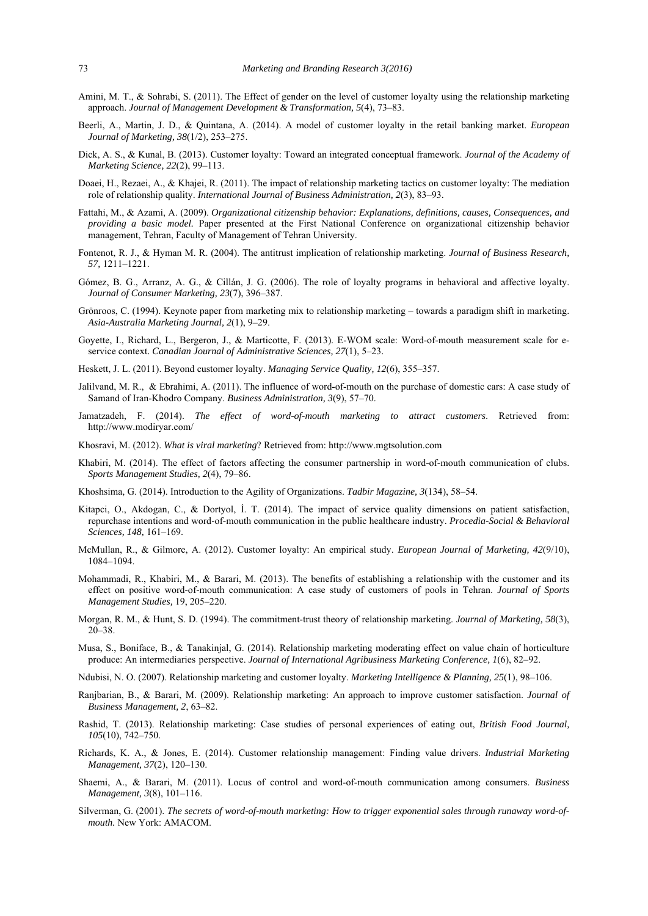Amini, M. T., & Sohrabi, S. (2011). The Effect of gender on the level of customer loyalty using the relationship marketing approach. *Journal of Management Development & Transformation, 5*(4), 73–83.

Beerli, A., Martin, J. D., & Quintana, A. (2014). A model of customer loyalty in the retail banking market. *European Journal of Marketing, 38*(1/2), 253–275.

Dick, A. S., & Kunal, B. (2013). Customer loyalty: Toward an integrated conceptual framework. *Journal of the Academy of Marketing Science, 22*(2), 99–113.

Doaei, H., Rezaei, A., & Khajei, R. (2011). The impact of relationship marketing tactics on customer loyalty: The mediation role of relationship quality. *International Journal of Business Administration, 2*(3), 83–93.

Fattahi, M., & Azami, A. (2009). *Organizational citizenship behavior: Explanations, definitions, causes, Consequences, and providing a basic model.* Paper presented at the First National Conference on organizational citizenship behavior management, Tehran, Faculty of Management of Tehran University.

Fontenot, R. J., & Hyman M. R. (2004). The antitrust implication of relationship marketing. *Journal of Business Research, 57,* 1211–1221.

Gómez, B. G., Arranz, A. G., & Cillán, J. G. (2006). The role of loyalty programs in behavioral and affective loyalty. *Journal of Consumer Marketing, 23*(7), 396–387.

Grönroos, C. (1994). Keynote paper from marketing mix to relationship marketing – towards a paradigm shift in marketing. *Asia-Australia Marketing Journal, 2*(1), 9–29.

Goyette, I., Richard, L., Bergeron, J., & Marticotte, F. (2013). E-WOM scale: Word-of-mouth measurement scale for e-service context*. Canadian Journal of Administrative Sciences, 27*(1), 5–23.

Heskett, J. L. (2011). Beyond customer loyalty. *Managing Service Quality, 12*(6), 355–357.

Jalilvand, M. R., & Ebrahimi, A. (2011). The influence of word-of-mouth on the purchase of domestic cars: A case study of Samand of Iran-Khodro Company. *Business Administration, 3*(9), 57–70.

Jamatzadeh, F. (2014). *The effect of word-of-mouth marketing to attract customers*. Retrieved from: http://www.modiryar.com/

Khosravi, M. (2012). *What is viral marketing*? Retrieved from: http://www.mgtsolution.com

Khabiri, M. (2014). The effect of factors affecting the consumer partnership in word-of-mouth communication of clubs. *Sports Management Studies, 2*(4), 79–86.

Khoshsima, G. (2014). Introduction to the Agility of Organizations. *Tadbir Magazine, 3*(134), 58–54.

Kitapci, O., Akdogan, C., & Dortyol, İ. T. (2014). The impact of service quality dimensions on patient satisfaction, repurchase intentions and word-of-mouth communication in the public healthcare industry. *Procedia-Social & Behavioral Sciences, 148,* 161–169.

McMullan, R., & Gilmore, A. (2012). Customer loyalty: An empirical study. *European Journal of Marketing, 42*(9/10), 1084–1094.

Mohammadi, R., Khabiri, M., & Barari, M. (2013). The benefits of establishing a relationship with the customer and its effect on positive word-of-mouth communication: A case study of customers of pools in Tehran. *Journal of Sports Management Studies,* 19, 205–220.

Morgan, R. M., & Hunt, S. D. (1994). The commitment-trust theory of relationship marketing. *Journal of Marketing, 58*(3), 20–38.

Musa, S., Boniface, B., & Tanakinjal, G. (2014). Relationship marketing moderating effect on value chain of horticulture produce: An intermediaries perspective. *Journal of International Agribusiness Marketing Conference, 1*(6), 82–92.

Ndubisi, N. O. (2007). Relationship marketing and customer loyalty. *Marketing Intelligence & Planning, 25*(1), 98–106.

Ranjbarian, B., & Barari, M. (2009). Relationship marketing: An approach to improve customer satisfaction. *Journal of Business Management, 2*, 63–82.

Rashid, T. (2013). Relationship marketing: Case studies of personal experiences of eating out, *British Food Journal, 105*(10), 742–750.

Richards, K. A., & Jones, E. (2014). Customer relationship management: Finding value drivers. *Industrial Marketing Management, 37*(2), 120–130.

Shaemi, A., & Barari, M. (2011). Locus of control and word-of-mouth communication among consumers. *Business Management, 3*(8), 101–116.

Silverman, G. (2001). *The secrets of word-of-mouth marketing: How to trigger exponential sales through runaway word-of-mouth.* New York: AMACOM.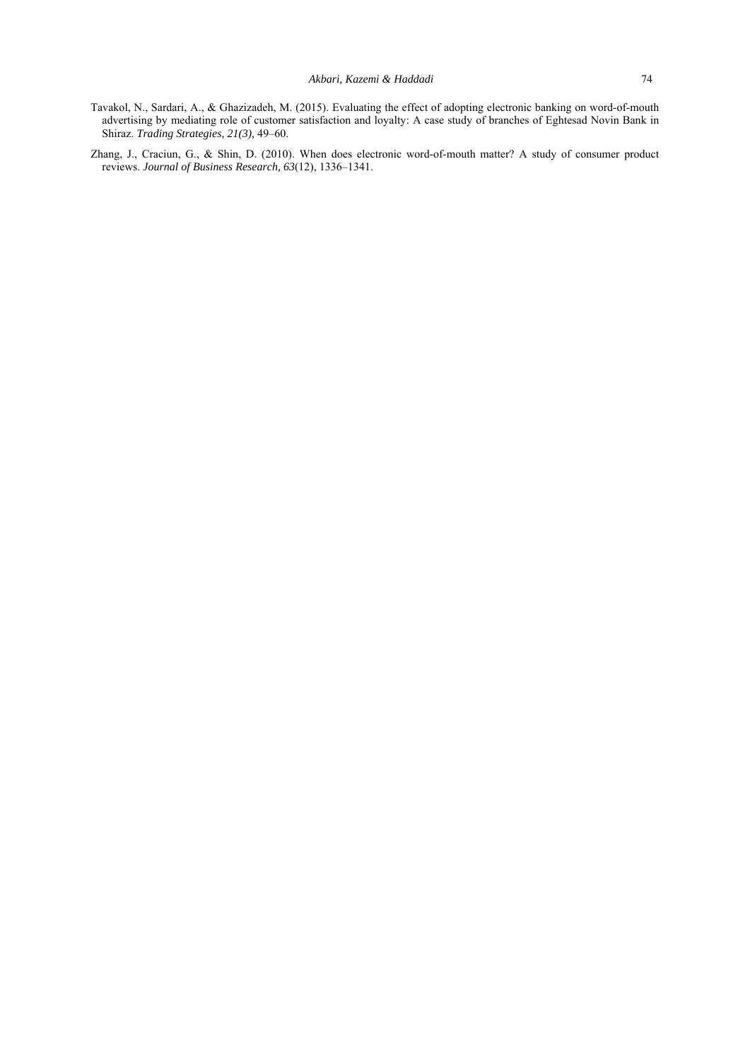Tavakol, N., Sardari, A., & Ghazizadeh, M. (2015). Evaluating the effect of adopting electronic banking on word-of-mouth advertising by mediating role of customer satisfaction and loyalty: A case study of branches of Eghtesad Novin Bank in Shiraz. *Trading Strategies, 21(3),* 49–60.

Zhang, J., Craciun, G., & Shin, D. (2010). When does electronic word-of-mouth matter? A study of consumer product reviews. *Journal of Business Research, 63*(12), 1336–1341.